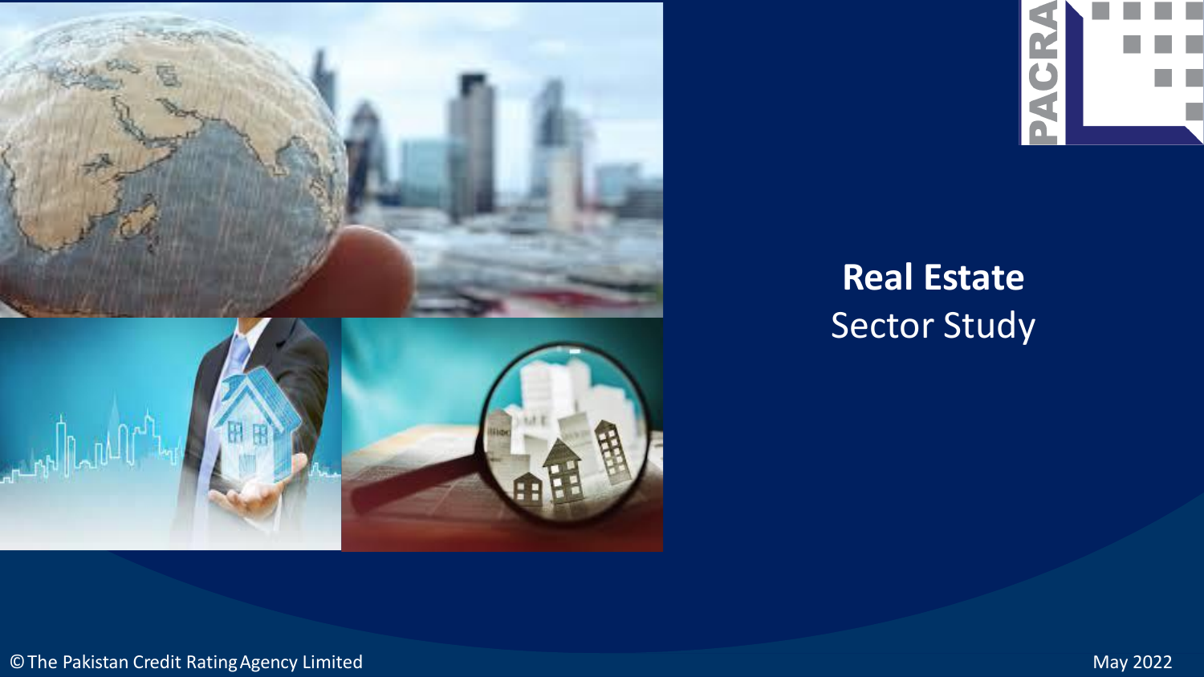# Real Estate
Sector Study

©The Pakistan Credit Rating Agency Limited

May 2022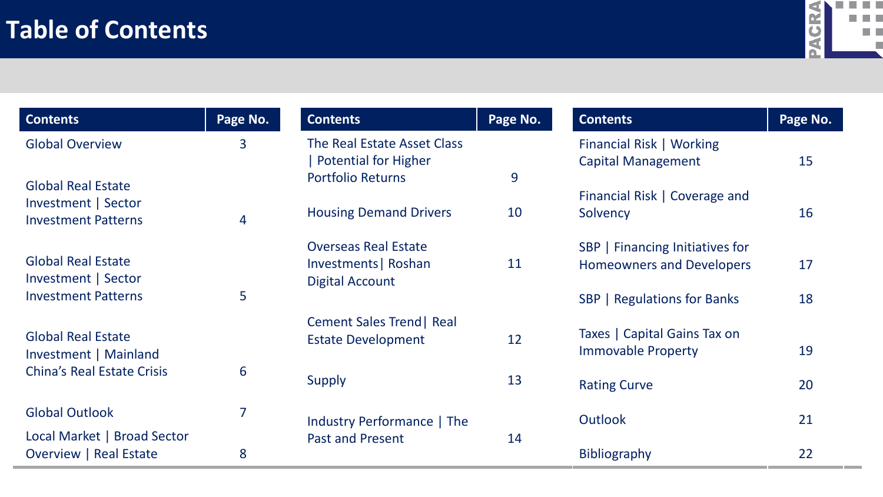# Table of Contents

| Contents | Page No. |
|---|---|
| Global Overview | 3 |
| Global Real Estate Investment \| Sector Investment Patterns | 4 |
| Global Real Estate Investment \| Sector Investment Patterns | 5 |
| Global Real Estate Investment \| Mainland China's Real Estate Crisis | 6 |
| Global Outlook | 7 |
| Local Market \| Broad Sector Overview \| Real Estate | 8 |
| The Real Estate Asset Class \| Potential for Higher Portfolio Returns | 9 |
| Housing Demand Drivers | 10 |
| Overseas Real Estate Investments\| Roshan Digital Account | 11 |
| Cement Sales Trend\| Real Estate Development | 12 |
| Supply | 13 |
| Industry Performance \| The Past and Present | 14 |
| Financial Risk \| Working Capital Management | 15 |
| Financial Risk \| Coverage and Solvency | 16 |
| SBP \| Financing Initiatives for Homeowners and Developers | 17 |
| SBP \| Regulations for Banks | 18 |
| Taxes \| Capital Gains Tax on Immovable Property | 19 |
| Rating Curve | 20 |
| Outlook | 21 |
| Bibliography | 22 |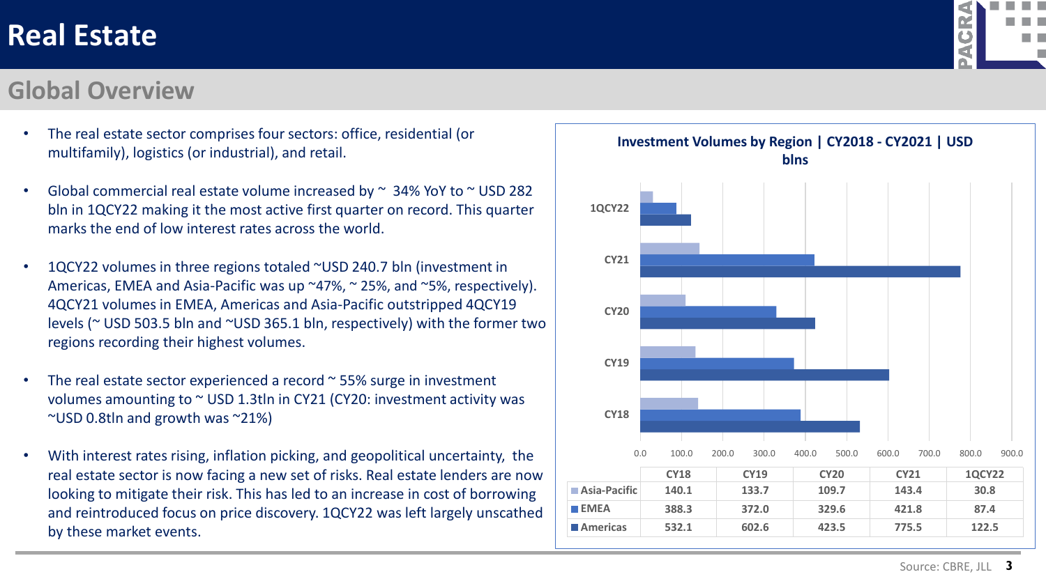# Real Estate

## Global Overview

- The real estate sector comprises four sectors: office, residential (or multifamily), logistics (or industrial), and retail.
- Global commercial real estate volume increased by ~ 34% YoY to ~ USD 282 bln in 1QCY22 making it the most active first quarter on record. This quarter marks the end of low interest rates across the world.
- 1QCY22 volumes in three regions totaled ~USD 240.7 bln (investment in Americas, EMEA and Asia-Pacific was up ~47%, ~ 25%, and ~5%, respectively). 4QCY21 volumes in EMEA, Americas and Asia-Pacific outstripped 4QCY19 levels (~ USD 503.5 bln and ~USD 365.1 bln, respectively) with the former two regions recording their highest volumes.
- The real estate sector experienced a record ~ 55% surge in investment volumes amounting to ~ USD 1.3tln in CY21 (CY20: investment activity was ~USD 0.8tln and growth was ~21%)
- With interest rates rising, inflation picking, and geopolitical uncertainty, the real estate sector is now facing a new set of risks. Real estate lenders are now looking to mitigate their risk. This has led to an increase in cost of borrowing and reintroduced focus on price discovery. 1QCY22 was left largely unscathed by these market events.

**Investment Volumes by Region | CY2018 - CY2021 | USD blns**

| | CY18 | CY19 | CY20 | CY21 | 1QCY22 |
|---|---|---|---|---|---|
| Asia-Pacific | 140.1 | 133.7 | 109.7 | 143.4 | 30.8 |
| EMEA | 388.3 | 372.0 | 329.6 | 421.8 | 87.4 |
| Americas | 532.1 | 602.6 | 423.5 | 775.5 | 122.5 |

Source: CBRE, JLL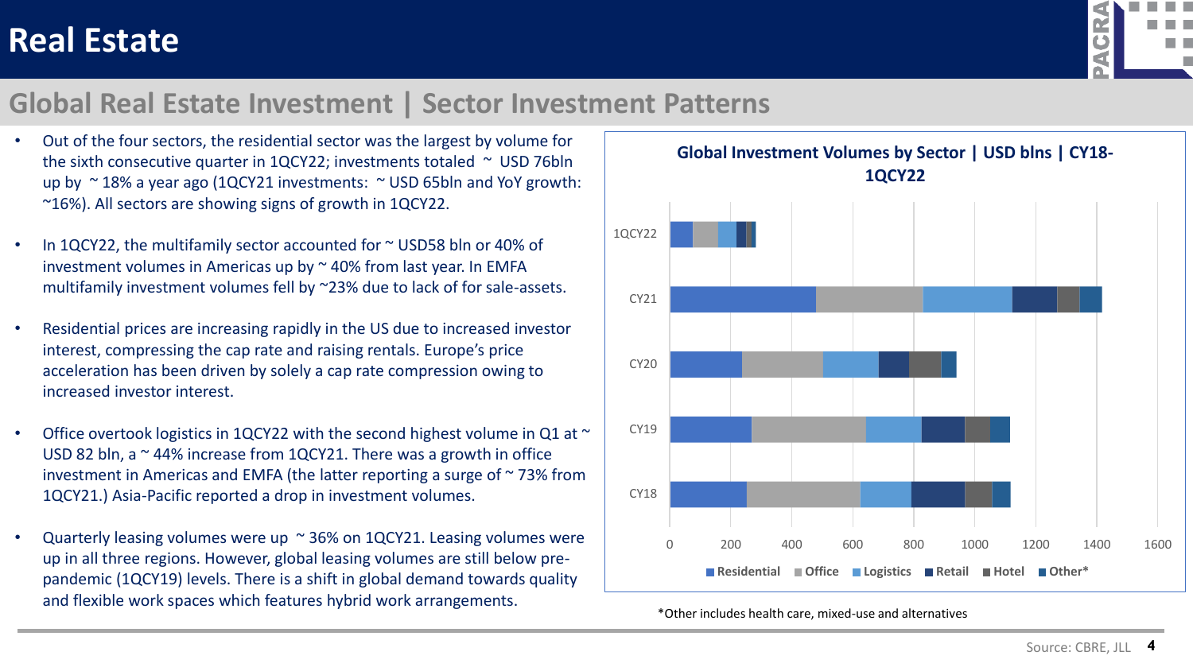# Real Estate

## Global Real Estate Investment | Sector Investment Patterns

- Out of the four sectors, the residential sector was the largest by volume for the sixth consecutive quarter in 1QCY22; investments totaled ~ USD 76bln up by ~ 18% a year ago (1QCY21 investments: ~ USD 65bln and YoY growth: ~16%). All sectors are showing signs of growth in 1QCY22.
- In 1QCY22, the multifamily sector accounted for ~ USD58 bln or 40% of investment volumes in Americas up by ~ 40% from last year. In EMFA multifamily investment volumes fell by ~23% due to lack of for sale-assets.
- Residential prices are increasing rapidly in the US due to increased investor interest, compressing the cap rate and raising rentals. Europe's price acceleration has been driven by solely a cap rate compression owing to increased investor interest.
- Office overtook logistics in 1QCY22 with the second highest volume in Q1 at ~ USD 82 bln, a ~ 44% increase from 1QCY21. There was a growth in office investment in Americas and EMFA (the latter reporting a surge of ~ 73% from 1QCY21.) Asia-Pacific reported a drop in investment volumes.
- Quarterly leasing volumes were up ~ 36% on 1QCY21. Leasing volumes were up in all three regions. However, global leasing volumes are still below pre-pandemic (1QCY19) levels. There is a shift in global demand towards quality and flexible work spaces which features hybrid work arrangements.

**Global Investment Volumes by Sector | USD blns | CY18-1QCY22**

Bar chart (stacked, horizontal) with categories 1QCY22, CY21, CY20, CY19, CY18; axis 0–1600; legend: Residential, Office, Logistics, Retail, Hotel, Other*

*Other includes health care, mixed-use and alternatives

Source: CBRE, JLL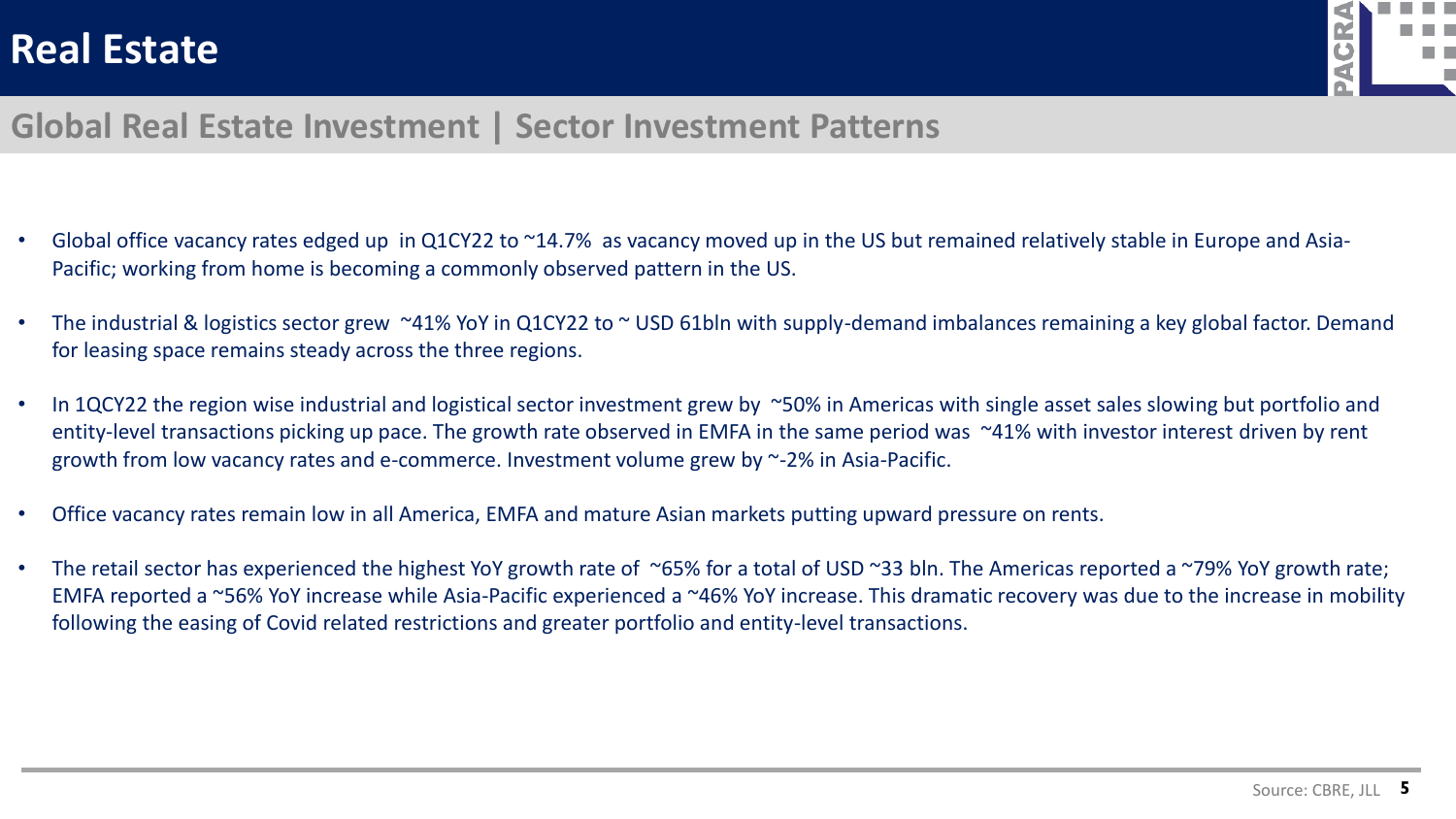# Real Estate

## Global Real Estate Investment | Sector Investment Patterns

- Global office vacancy rates edged up in Q1CY22 to ~14.7% as vacancy moved up in the US but remained relatively stable in Europe and Asia-Pacific; working from home is becoming a commonly observed pattern in the US.
- The industrial & logistics sector grew ~41% YoY in Q1CY22 to ~ USD 61bln with supply-demand imbalances remaining a key global factor. Demand for leasing space remains steady across the three regions.
- In 1QCY22 the region wise industrial and logistical sector investment grew by ~50% in Americas with single asset sales slowing but portfolio and entity-level transactions picking up pace. The growth rate observed in EMFA in the same period was ~41% with investor interest driven by rent growth from low vacancy rates and e-commerce. Investment volume grew by ~-2% in Asia-Pacific.
- Office vacancy rates remain low in all America, EMFA and mature Asian markets putting upward pressure on rents.
- The retail sector has experienced the highest YoY growth rate of ~65% for a total of USD ~33 bln. The Americas reported a ~79% YoY growth rate; EMFA reported a ~56% YoY increase while Asia-Pacific experienced a ~46% YoY increase. This dramatic recovery was due to the increase in mobility following the easing of Covid related restrictions and greater portfolio and entity-level transactions.

Source: CBRE, JLL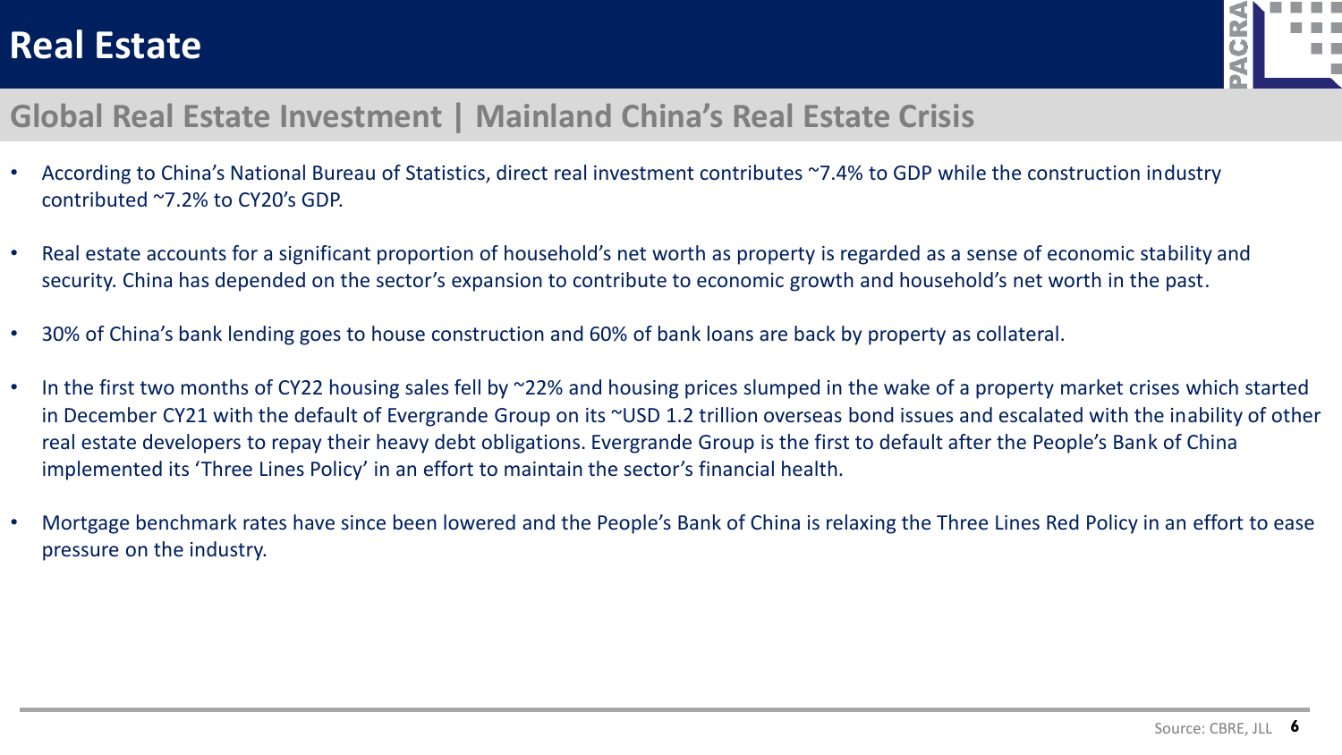# Real Estate

## Global Real Estate Investment | Mainland China's Real Estate Crisis

- According to China's National Bureau of Statistics, direct real investment contributes ~7.4% to GDP while the construction industry contributed ~7.2% to CY20's GDP.
- Real estate accounts for a significant proportion of household's net worth as property is regarded as a sense of economic stability and security. China has depended on the sector's expansion to contribute to economic growth and household's net worth in the past.
- 30% of China's bank lending goes to house construction and 60% of bank loans are back by property as collateral.
- In the first two months of CY22 housing sales fell by ~22% and housing prices slumped in the wake of a property market crises which started in December CY21 with the default of Evergrande Group on its ~USD 1.2 trillion overseas bond issues and escalated with the inability of other real estate developers to repay their heavy debt obligations. Evergrande Group is the first to default after the People's Bank of China implemented its 'Three Lines Policy' in an effort to maintain the sector's financial health.
- Mortgage benchmark rates have since been lowered and the People's Bank of China is relaxing the Three Lines Red Policy in an effort to ease pressure on the industry.

Source: CBRE, JLL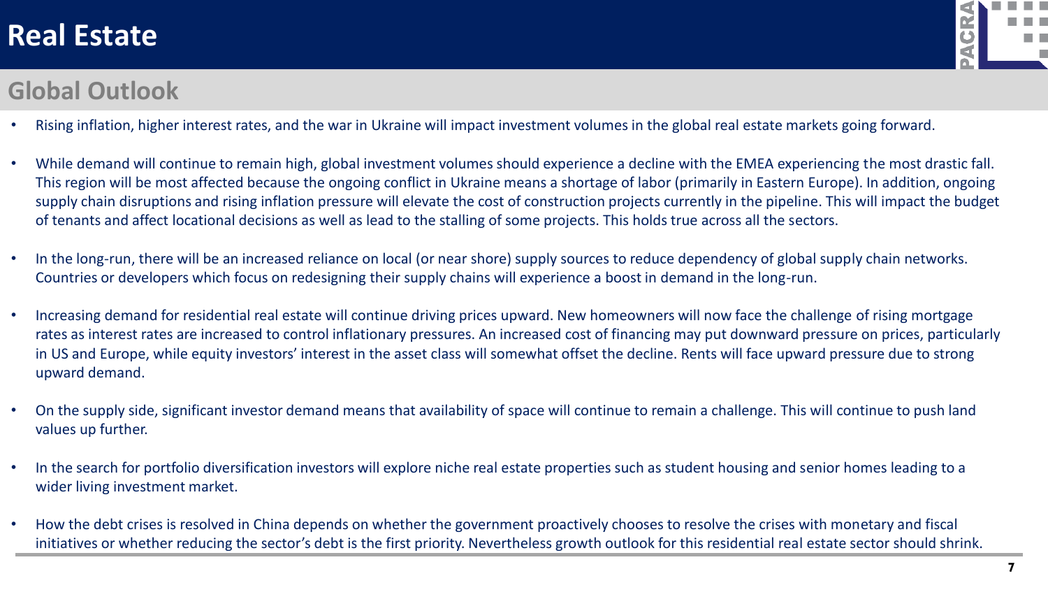# Real Estate

## Global Outlook

- Rising inflation, higher interest rates, and the war in Ukraine will impact investment volumes in the global real estate markets going forward.
- While demand will continue to remain high, global investment volumes should experience a decline with the EMEA experiencing the most drastic fall. This region will be most affected because the ongoing conflict in Ukraine means a shortage of labor (primarily in Eastern Europe). In addition, ongoing supply chain disruptions and rising inflation pressure will elevate the cost of construction projects currently in the pipeline. This will impact the budget of tenants and affect locational decisions as well as lead to the stalling of some projects. This holds true across all the sectors.
- In the long-run, there will be an increased reliance on local (or near shore) supply sources to reduce dependency of global supply chain networks. Countries or developers which focus on redesigning their supply chains will experience a boost in demand in the long-run.
- Increasing demand for residential real estate will continue driving prices upward. New homeowners will now face the challenge of rising mortgage rates as interest rates are increased to control inflationary pressures. An increased cost of financing may put downward pressure on prices, particularly in US and Europe, while equity investors' interest in the asset class will somewhat offset the decline. Rents will face upward pressure due to strong upward demand.
- On the supply side, significant investor demand means that availability of space will continue to remain a challenge. This will continue to push land values up further.
- In the search for portfolio diversification investors will explore niche real estate properties such as student housing and senior homes leading to a wider living investment market.
- How the debt crises is resolved in China depends on whether the government proactively chooses to resolve the crises with monetary and fiscal initiatives or whether reducing the sector's debt is the first priority. Nevertheless growth outlook for this residential real estate sector should shrink.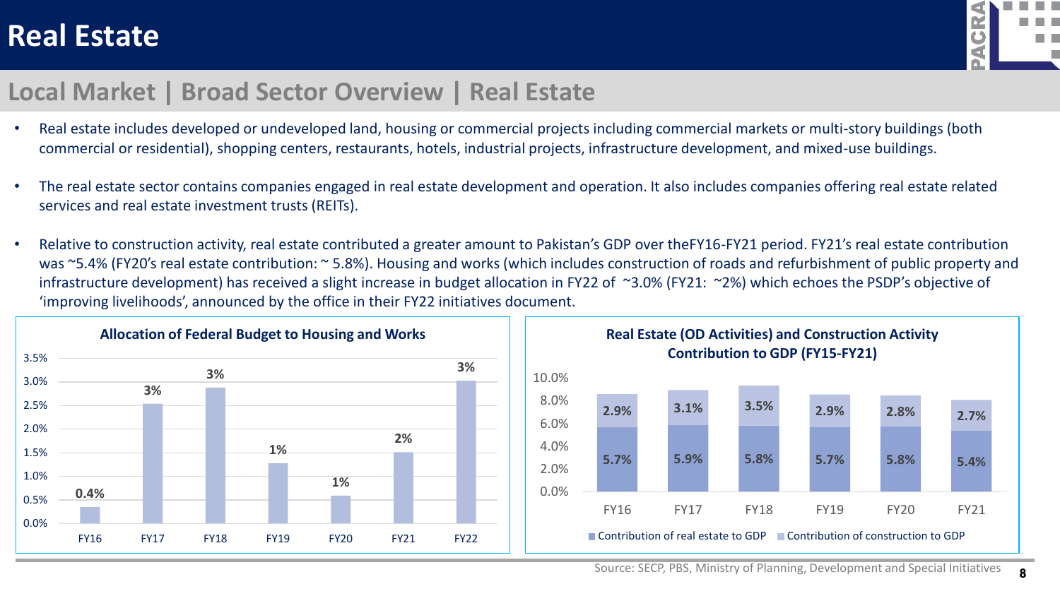# Real Estate

## Local Market | Broad Sector Overview | Real Estate

- Real estate includes developed or undeveloped land, housing or commercial projects including commercial markets or multi-story buildings (both commercial or residential), shopping centers, restaurants, hotels, industrial projects, infrastructure development, and mixed-use buildings.
- The real estate sector contains companies engaged in real estate development and operation. It also includes companies offering real estate related services and real estate investment trusts (REITs).
- Relative to construction activity, real estate contributed a greater amount to Pakistan's GDP over theFY16-FY21 period. FY21's real estate contribution was ~5.4% (FY20's real estate contribution: ~ 5.8%). Housing and works (which includes construction of roads and refurbishment of public property and infrastructure development) has received a slight increase in budget allocation in FY22 of ~3.0% (FY21: ~2%) which echoes the PSDP's objective of 'improving livelihoods', announced by the office in their FY22 initiatives document.

**Allocation of Federal Budget to Housing and Works**

| | FY16 | FY17 | FY18 | FY19 | FY20 | FY21 | FY22 |
|---|---|---|---|---|---|---|---|
| Allocation | 0.4% | 3% | 3% | 1% | 1% | 2% | 3% |

**Real Estate (OD Activities) and Construction Activity Contribution to GDP (FY15-FY21)**

| | FY16 | FY17 | FY18 | FY19 | FY20 | FY21 |
|---|---|---|---|---|---|---|
| Contribution of real estate to GDP | 5.7% | 5.9% | 5.8% | 5.7% | 5.8% | 5.4% |
| Contribution of construction to GDP | 2.9% | 3.1% | 3.5% | 2.9% | 2.8% | 2.7% |

Source: SECP, PBS, Ministry of Planning, Development and Special Initiatives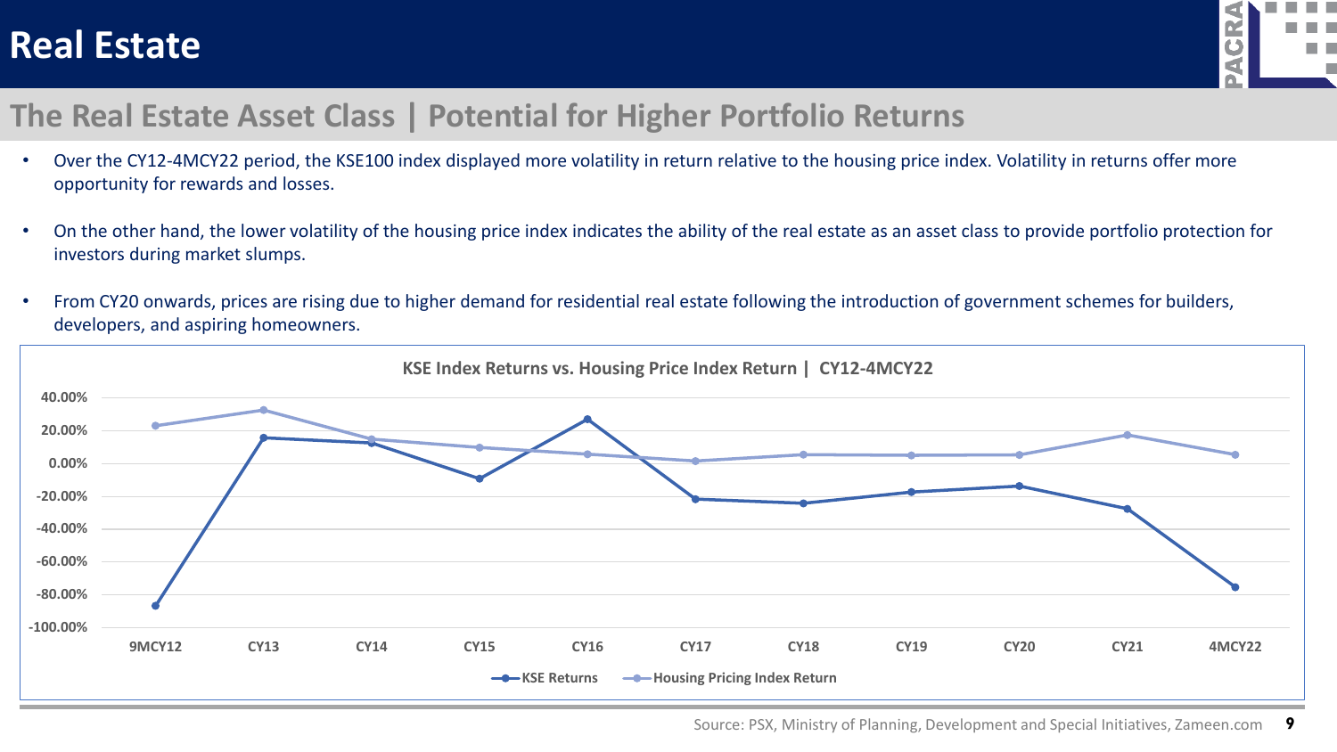# Real Estate

## The Real Estate Asset Class | Potential for Higher Portfolio Returns

- Over the CY12-4MCY22 period, the KSE100 index displayed more volatility in return relative to the housing price index. Volatility in returns offer more opportunity for rewards and losses.
- On the other hand, the lower volatility of the housing price index indicates the ability of the real estate as an asset class to provide portfolio protection for investors during market slumps.
- From CY20 onwards, prices are rising due to higher demand for residential real estate following the introduction of government schemes for builders, developers, and aspiring homeowners.

**KSE Index Returns vs. Housing Price Index Return | CY12-4MCY22**

Source: PSX, Ministry of Planning, Development and Special Initiatives, Zameen.com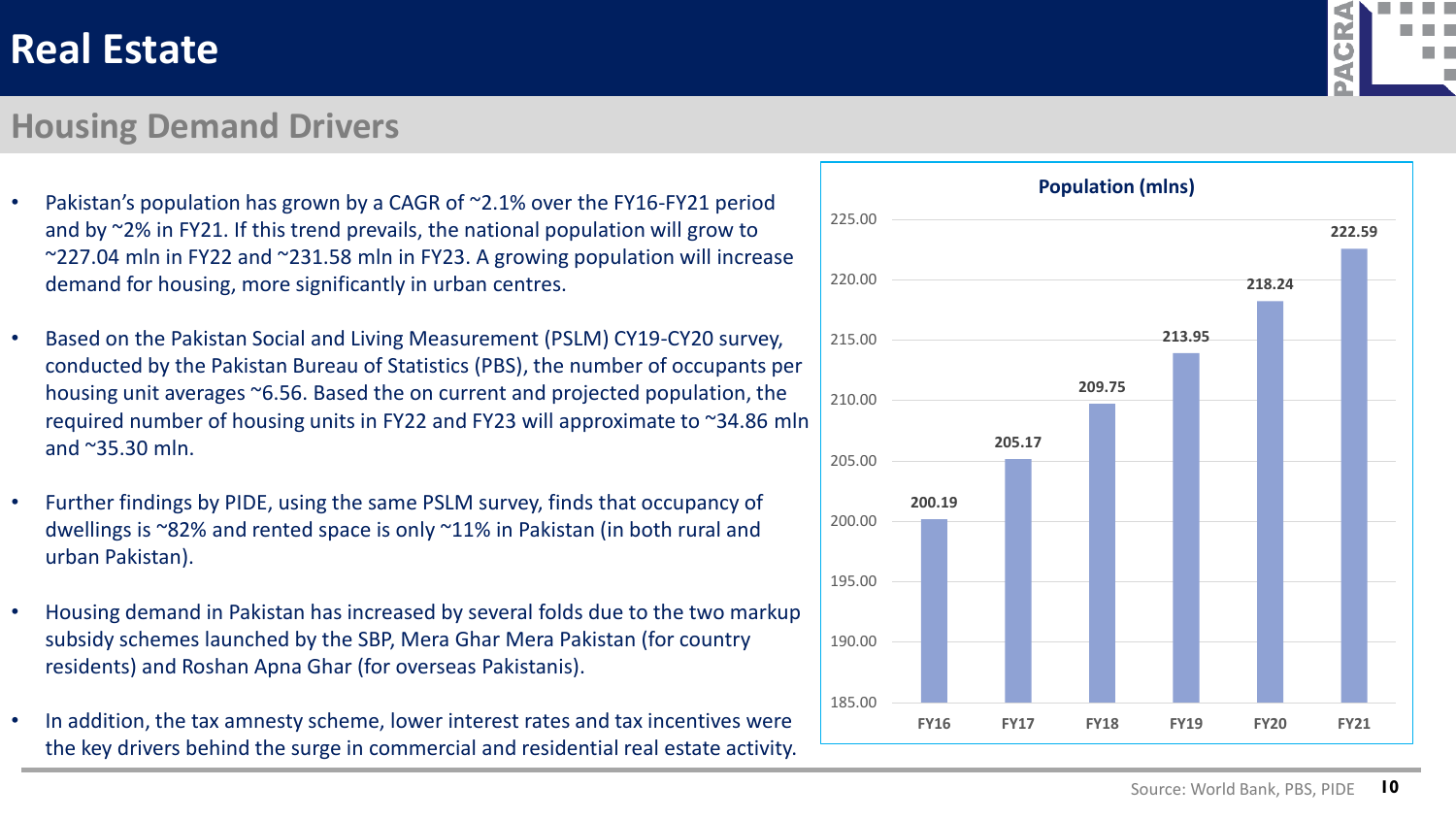# Real Estate

## Housing Demand Drivers

- Pakistan's population has grown by a CAGR of ~2.1% over the FY16-FY21 period and by ~2% in FY21. If this trend prevails, the national population will grow to ~227.04 mln in FY22 and ~231.58 mln in FY23. A growing population will increase demand for housing, more significantly in urban centres.
- Based on the Pakistan Social and Living Measurement (PSLM) CY19-CY20 survey, conducted by the Pakistan Bureau of Statistics (PBS), the number of occupants per housing unit averages ~6.56. Based the on current and projected population, the required number of housing units in FY22 and FY23 will approximate to ~34.86 mln and ~35.30 mln.
- Further findings by PIDE, using the same PSLM survey, finds that occupancy of dwellings is ~82% and rented space is only ~11% in Pakistan (in both rural and urban Pakistan).
- Housing demand in Pakistan has increased by several folds due to the two markup subsidy schemes launched by the SBP, Mera Ghar Mera Pakistan (for country residents) and Roshan Apna Ghar (for overseas Pakistanis).
- In addition, the tax amnesty scheme, lower interest rates and tax incentives were the key drivers behind the surge in commercial and residential real estate activity.

**Population (mlns)**

| FY16 | FY17 | FY18 | FY19 | FY20 | FY21 |
|---|---|---|---|---|---|
| 200.19 | 205.17 | 209.75 | 213.95 | 218.24 | 222.59 |

Source: World Bank, PBS, PIDE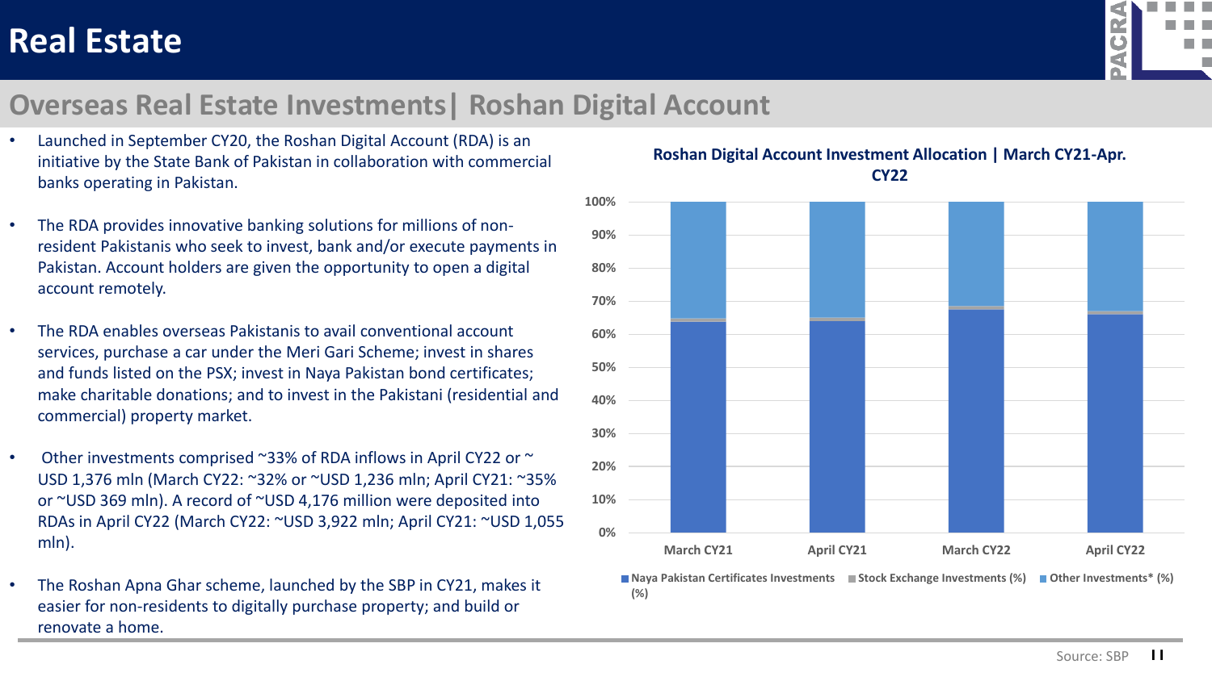# Real Estate

## Overseas Real Estate Investments| Roshan Digital Account

- Launched in September CY20, the Roshan Digital Account (RDA) is an initiative by the State Bank of Pakistan in collaboration with commercial banks operating in Pakistan.
- The RDA provides innovative banking solutions for millions of non-resident Pakistanis who seek to invest, bank and/or execute payments in Pakistan. Account holders are given the opportunity to open a digital account remotely.
- The RDA enables overseas Pakistanis to avail conventional account services, purchase a car under the Meri Gari Scheme; invest in shares and funds listed on the PSX; invest in Naya Pakistan bond certificates; make charitable donations; and to invest in the Pakistani (residential and commercial) property market.
- Other investments comprised ~33% of RDA inflows in April CY22 or ~ USD 1,376 mln (March CY22: ~32% or ~USD 1,236 mln; April CY21: ~35% or ~USD 369 mln). A record of ~USD 4,176 million were deposited into RDAs in April CY22 (March CY22: ~USD 3,922 mln; April CY21: ~USD 1,055 mln).
- The Roshan Apna Ghar scheme, launched by the SBP in CY21, makes it easier for non-residents to digitally purchase property; and build or renovate a home.

**Roshan Digital Account Investment Allocation | March CY21-Apr. CY22**

| | March CY21 | April CY21 | March CY22 | April CY22 |
|---|---|---|---|---|
| Naya Pakistan Certificates Investments (%) | ~64% | ~64% | ~68% | ~66% |
| Stock Exchange Investments (%) | ~1% | ~1% | ~1% | ~1% |
| Other Investments* (%) | ~35% | ~35% | ~32% | ~33% |

Source: SBP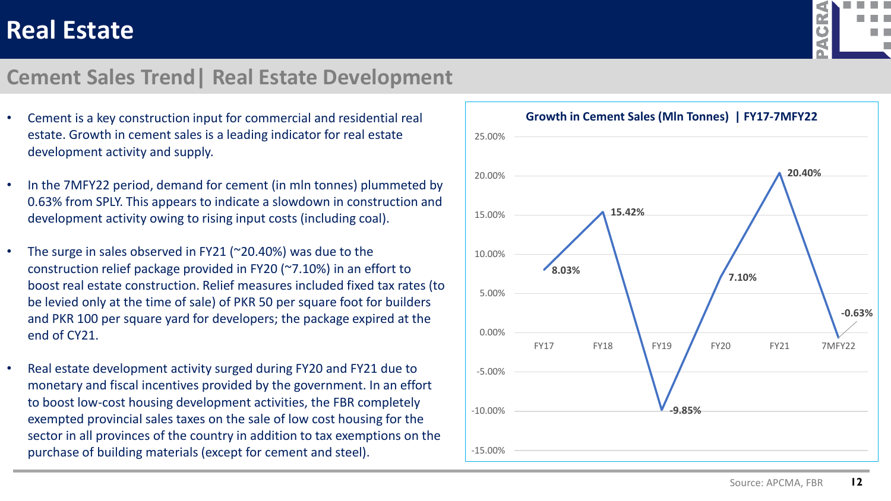# Real Estate

## Cement Sales Trend | Real Estate Development

- Cement is a key construction input for commercial and residential real estate. Growth in cement sales is a leading indicator for real estate development activity and supply.
- In the 7MFY22 period, demand for cement (in mln tonnes) plummeted by 0.63% from SPLY. This appears to indicate a slowdown in construction and development activity owing to rising input costs (including coal).
- The surge in sales observed in FY21 (~20.40%) was due to the construction relief package provided in FY20 (~7.10%) in an effort to boost real estate construction. Relief measures included fixed tax rates (to be levied only at the time of sale) of PKR 50 per square foot for builders and PKR 100 per square yard for developers; the package expired at the end of CY21.
- Real estate development activity surged during FY20 and FY21 due to monetary and fiscal incentives provided by the government. In an effort to boost low-cost housing development activities, the FBR completely exempted provincial sales taxes on the sale of low cost housing for the sector in all provinces of the country in addition to tax exemptions on the purchase of building materials (except for cement and steel).

**Growth in Cement Sales (Mln Tonnes) | FY17-7MFY22**

| Period | Growth |
|---|---|
| FY17 | 8.03% |
| FY18 | 15.42% |
| FY19 | -9.85% |
| FY20 | 7.10% |
| FY21 | 20.40% |
| 7MFY22 | -0.63% |

Source: APCMA, FBR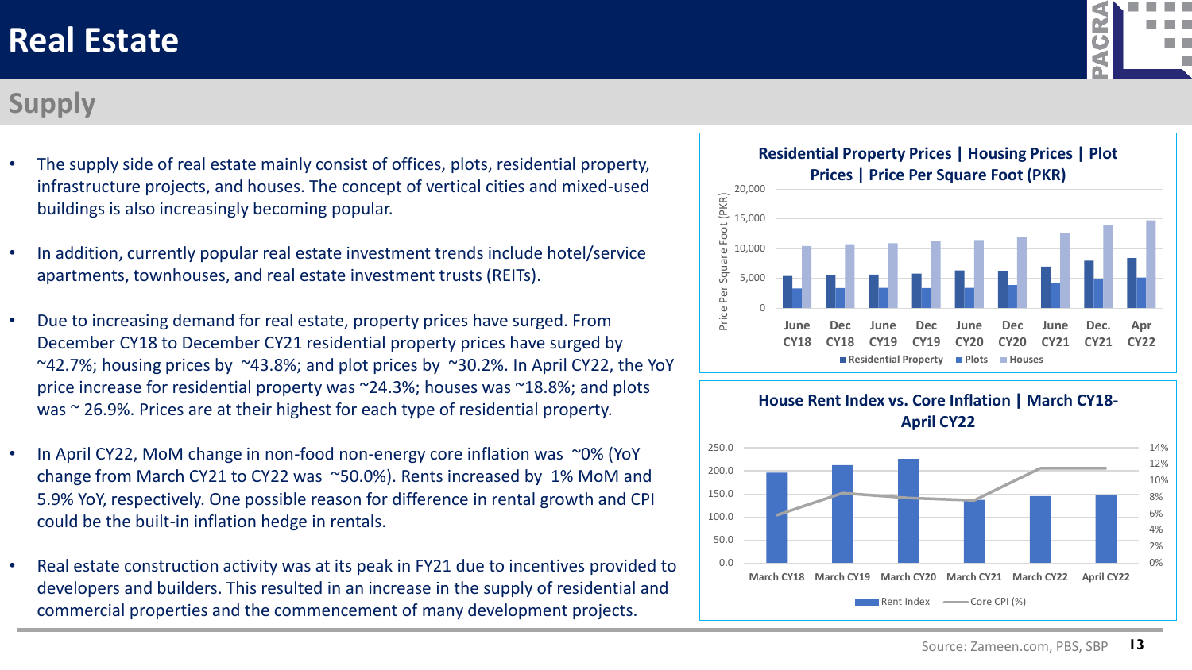# Real Estate

## Supply

- The supply side of real estate mainly consist of offices, plots, residential property, infrastructure projects, and houses. The concept of vertical cities and mixed-used buildings is also increasingly becoming popular.
- In addition, currently popular real estate investment trends include hotel/service apartments, townhouses, and real estate investment trusts (REITs).
- Due to increasing demand for real estate, property prices have surged. From December CY18 to December CY21 residential property prices have surged by ~42.7%; housing prices by ~43.8%; and plot prices by ~30.2%. In April CY22, the YoY price increase for residential property was ~24.3%; houses was ~18.8%; and plots was ~ 26.9%. Prices are at their highest for each type of residential property.
- In April CY22, MoM change in non-food non-energy core inflation was ~0% (YoY change from March CY21 to CY22 was ~50.0%). Rents increased by 1% MoM and 5.9% YoY, respectively. One possible reason for difference in rental growth and CPI could be the built-in inflation hedge in rentals.
- Real estate construction activity was at its peak in FY21 due to incentives provided to developers and builders. This resulted in an increase in the supply of residential and commercial properties and the commencement of many development projects.

**Residential Property Prices | Housing Prices | Plot Prices | Price Per Square Foot (PKR)**

Chart: Price Per Square Foot (PKR) — Residential Property, Plots, Houses — June CY18, Dec CY18, June CY19, Dec CY19, June CY20, Dec CY20, June CY21, Dec. CY21, Apr CY22

**House Rent Index vs. Core Inflation | March CY18-April CY22**

Chart: Rent Index, Core CPI (%) — March CY18, March CY19, March CY20, March CY21, March CY22, April CY22

Source: Zameen.com, PBS, SBP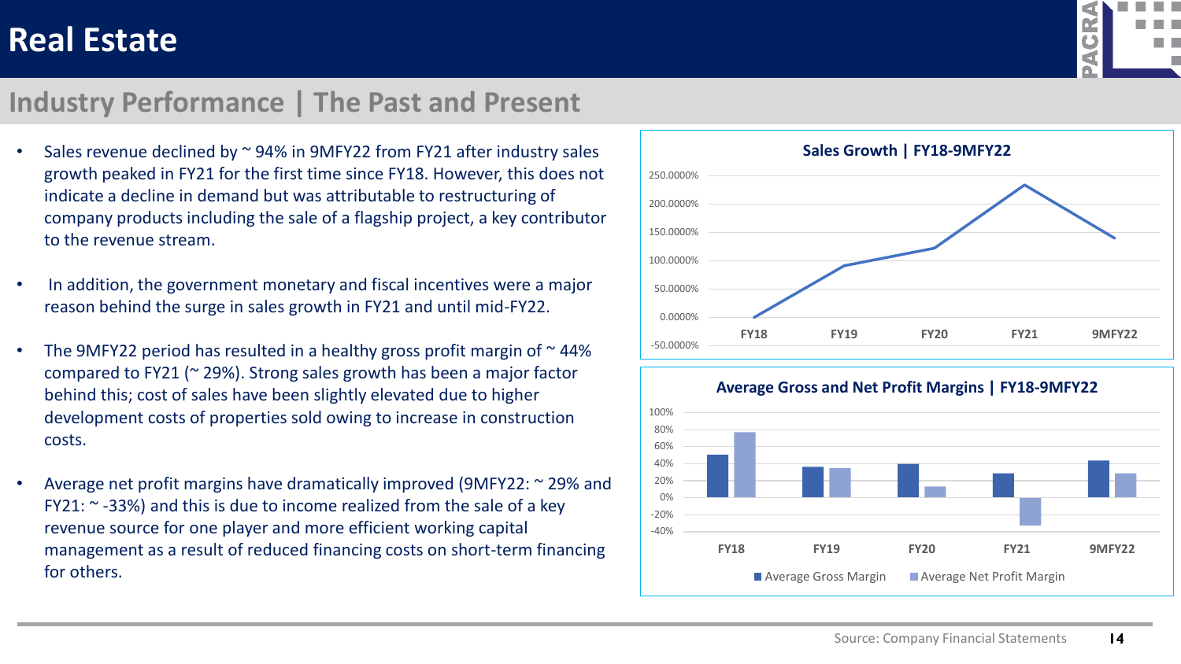# Real Estate

## Industry Performance | The Past and Present

- Sales revenue declined by ~ 94% in 9MFY22 from FY21 after industry sales growth peaked in FY21 for the first time since FY18. However, this does not indicate a decline in demand but was attributable to restructuring of company products including the sale of a flagship project, a key contributor to the revenue stream.
- In addition, the government monetary and fiscal incentives were a major reason behind the surge in sales growth in FY21 and until mid-FY22.
- The 9MFY22 period has resulted in a healthy gross profit margin of ~ 44% compared to FY21 (~ 29%). Strong sales growth has been a major factor behind this; cost of sales have been slightly elevated due to higher development costs of properties sold owing to increase in construction costs.
- Average net profit margins have dramatically improved (9MFY22: ~ 29% and FY21: ~ -33%) and this is due to income realized from the sale of a key revenue source for one player and more efficient working capital management as a result of reduced financing costs on short-term financing for others.

**Sales Growth | FY18-9MFY22**

**Average Gross and Net Profit Margins | FY18-9MFY22**

Average Gross Margin | Average Net Profit Margin

Source: Company Financial Statements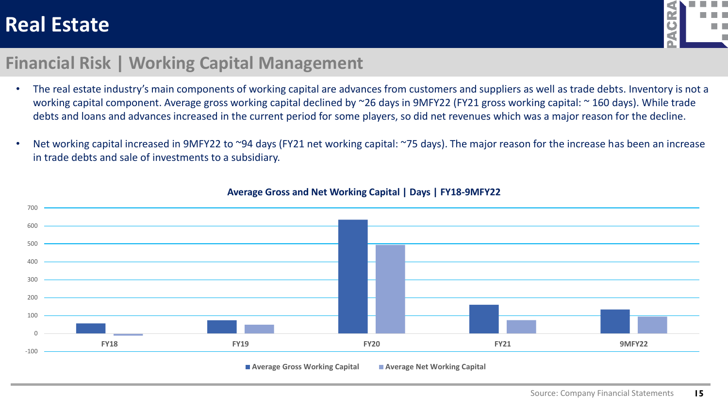# Real Estate

## Financial Risk | Working Capital Management

- The real estate industry's main components of working capital are advances from customers and suppliers as well as trade debts. Inventory is not a working capital component. Average gross working capital declined by ~26 days in 9MFY22 (FY21 gross working capital: ~ 160 days). While trade debts and loans and advances increased in the current period for some players, so did net revenues which was a major reason for the decline.
- Net working capital increased in 9MFY22 to ~94 days (FY21 net working capital: ~75 days). The major reason for the increase has been an increase in trade debts and sale of investments to a subsidiary.

**Average Gross and Net Working Capital | Days | FY18-9MFY22**

Legend: Average Gross Working Capital, Average Net Working Capital

Periods shown: FY18, FY19, FY20, FY21, 9MFY22

Source: Company Financial Statements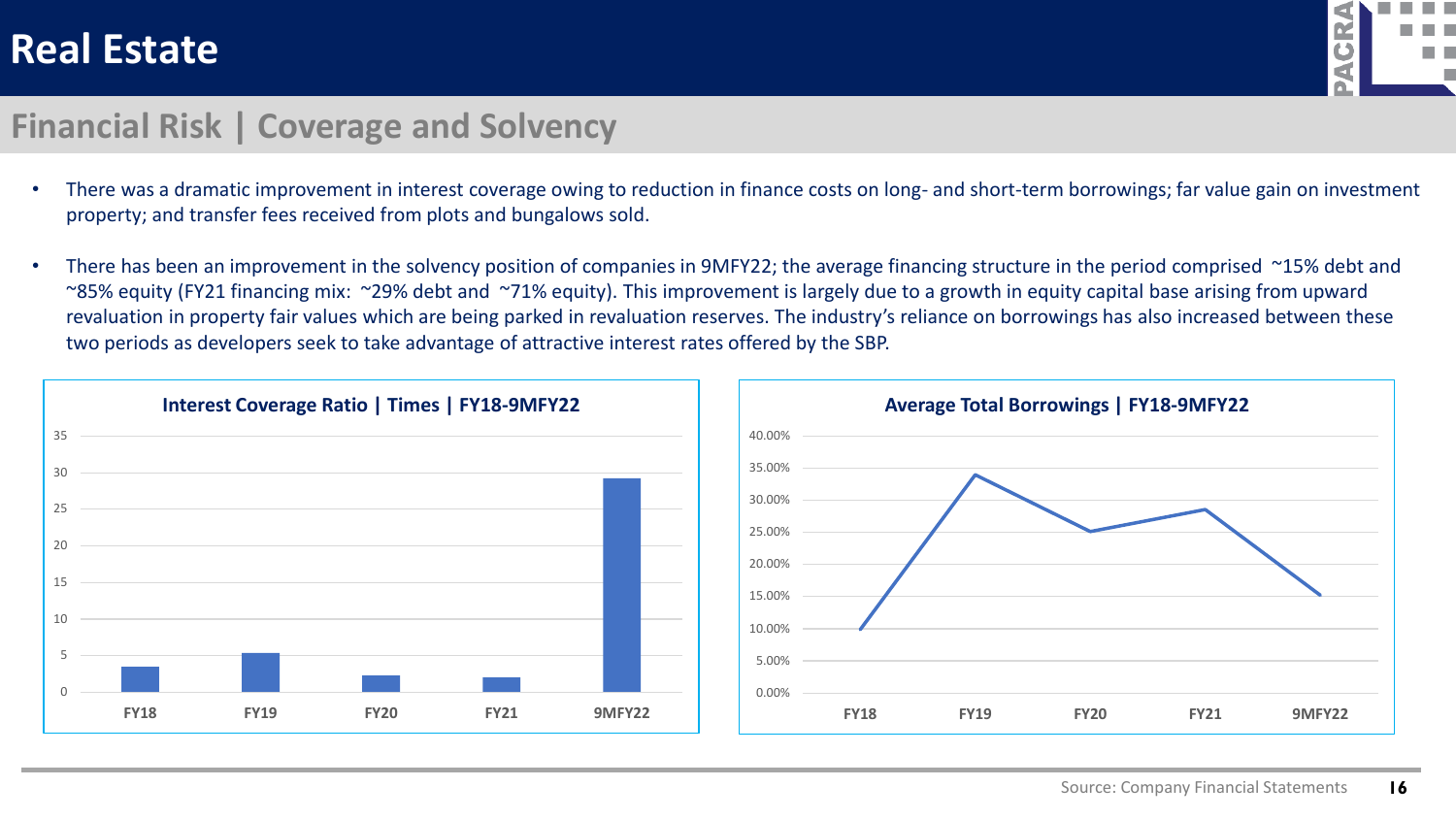# Real Estate

## Financial Risk | Coverage and Solvency

- There was a dramatic improvement in interest coverage owing to reduction in finance costs on long- and short-term borrowings; far value gain on investment property; and transfer fees received from plots and bungalows sold.
- There has been an improvement in the solvency position of companies in 9MFY22; the average financing structure in the period comprised ~15% debt and ~85% equity (FY21 financing mix: ~29% debt and ~71% equity). This improvement is largely due to a growth in equity capital base arising from upward revaluation in property fair values which are being parked in revaluation reserves. The industry's reliance on borrowings has also increased between these two periods as developers seek to take advantage of attractive interest rates offered by the SBP.

**Interest Coverage Ratio | Times | FY18-9MFY22**

**Average Total Borrowings | FY18-9MFY22**

Source: Company Financial Statements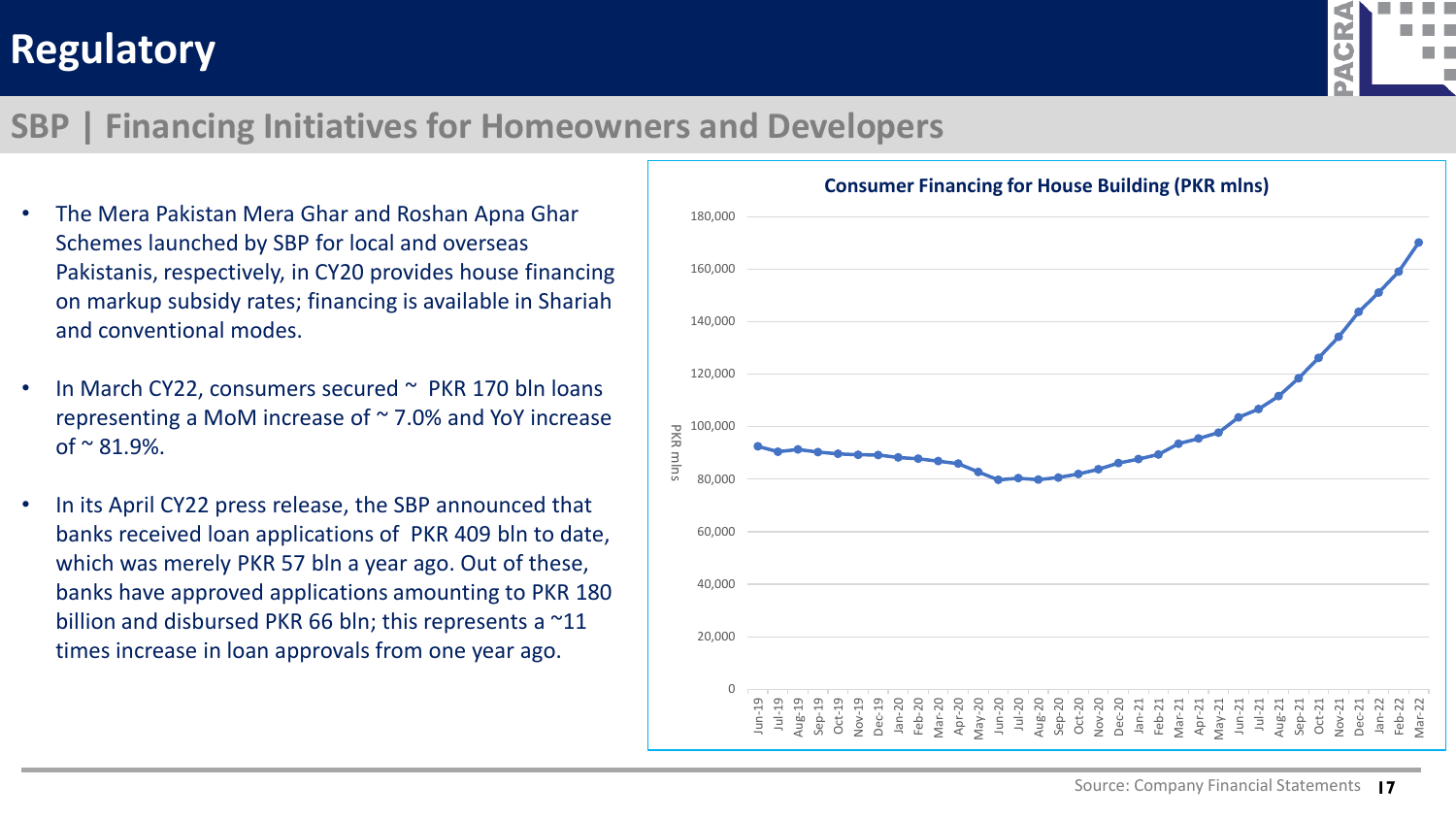# Regulatory

## SBP | Financing Initiatives for Homeowners and Developers

- The Mera Pakistan Mera Ghar and Roshan Apna Ghar Schemes launched by SBP for local and overseas Pakistanis, respectively, in CY20 provides house financing on markup subsidy rates; financing is available in Shariah and conventional modes.
- In March CY22, consumers secured ~ PKR 170 bln loans representing a MoM increase of ~ 7.0% and YoY increase of ~ 81.9%.
- In its April CY22 press release, the SBP announced that banks received loan applications of PKR 409 bln to date, which was merely PKR 57 bln a year ago. Out of these, banks have approved applications amounting to PKR 180 billion and disbursed PKR 66 bln; this represents a ~11 times increase in loan approvals from one year ago.

**Consumer Financing for House Building (PKR mlns)**

Y-axis: PKR mlns (0 – 180,000); X-axis: Jun-19 to Mar-22

Source: Company Financial Statements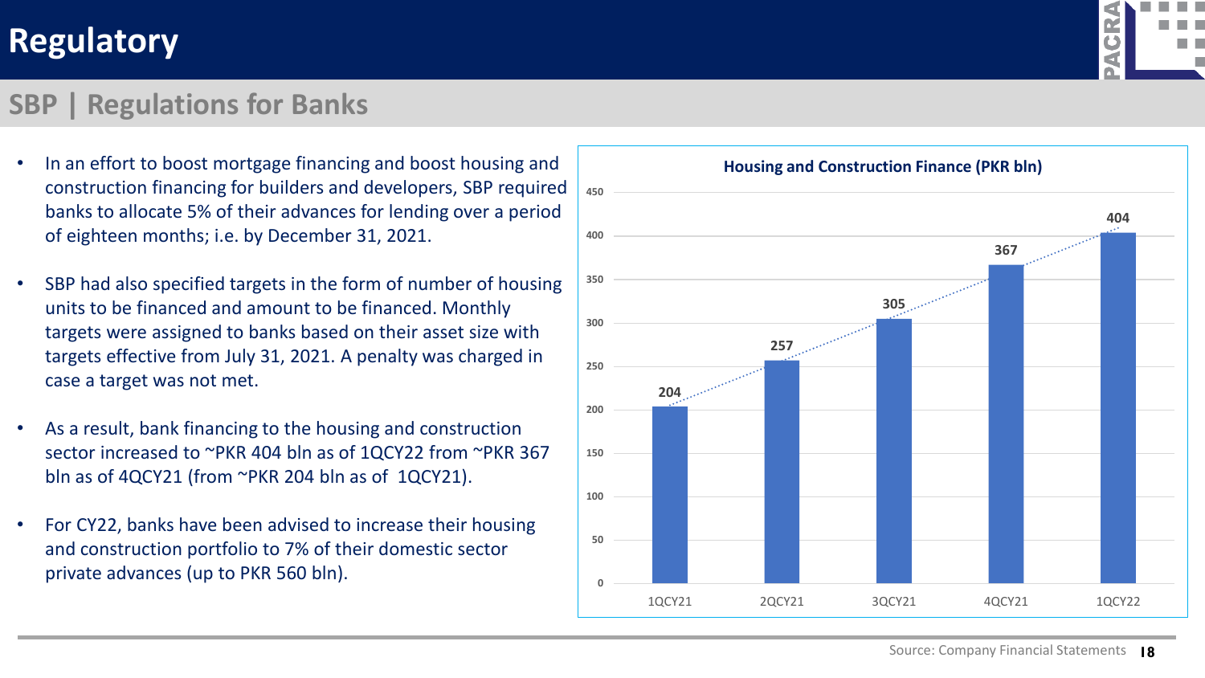# Regulatory

## SBP | Regulations for Banks

- In an effort to boost mortgage financing and boost housing and construction financing for builders and developers, SBP required banks to allocate 5% of their advances for lending over a period of eighteen months; i.e. by December 31, 2021.
- SBP had also specified targets in the form of number of housing units to be financed and amount to be financed. Monthly targets were assigned to banks based on their asset size with targets effective from July 31, 2021. A penalty was charged in case a target was not met.
- As a result, bank financing to the housing and construction sector increased to ~PKR 404 bln as of 1QCY22 from ~PKR 367 bln as of 4QCY21 (from ~PKR 204 bln as of 1QCY21).
- For CY22, banks have been advised to increase their housing and construction portfolio to 7% of their domestic sector private advances (up to PKR 560 bln).

**Housing and Construction Finance (PKR bln)**

| Period | PKR bln |
|---|---|
| 1QCY21 | 204 |
| 2QCY21 | 257 |
| 3QCY21 | 305 |
| 4QCY21 | 367 |
| 1QCY22 | 404 |

Source: Company Financial Statements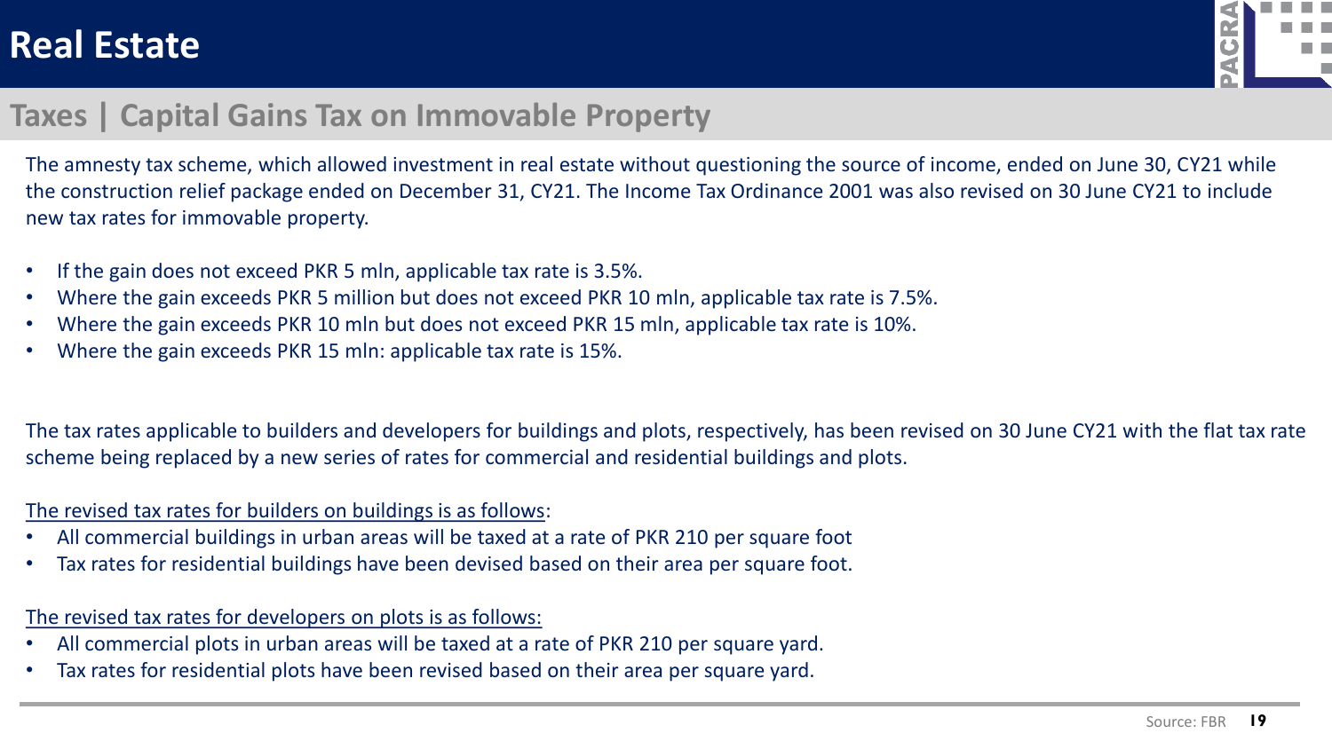# Real Estate

## Taxes | Capital Gains Tax on Immovable Property

The amnesty tax scheme, which allowed investment in real estate without questioning the source of income, ended on June 30, CY21 while the construction relief package ended on December 31, CY21. The Income Tax Ordinance 2001 was also revised on 30 June CY21 to include new tax rates for immovable property.

- If the gain does not exceed PKR 5 mln, applicable tax rate is 3.5%.
- Where the gain exceeds PKR 5 million but does not exceed PKR 10 mln, applicable tax rate is 7.5%.
- Where the gain exceeds PKR 10 mln but does not exceed PKR 15 mln, applicable tax rate is 10%.
- Where the gain exceeds PKR 15 mln: applicable tax rate is 15%.

The tax rates applicable to builders and developers for buildings and plots, respectively, has been revised on 30 June CY21 with the flat tax rate scheme being replaced by a new series of rates for commercial and residential buildings and plots.

<u>The revised tax rates for builders on buildings is as follows</u>:

- All commercial buildings in urban areas will be taxed at a rate of PKR 210 per square foot
- Tax rates for residential buildings have been devised based on their area per square foot.

<u>The revised tax rates for developers on plots is as follows:</u>

- All commercial plots in urban areas will be taxed at a rate of PKR 210 per square yard.
- Tax rates for residential plots have been revised based on their area per square yard.

Source: FBR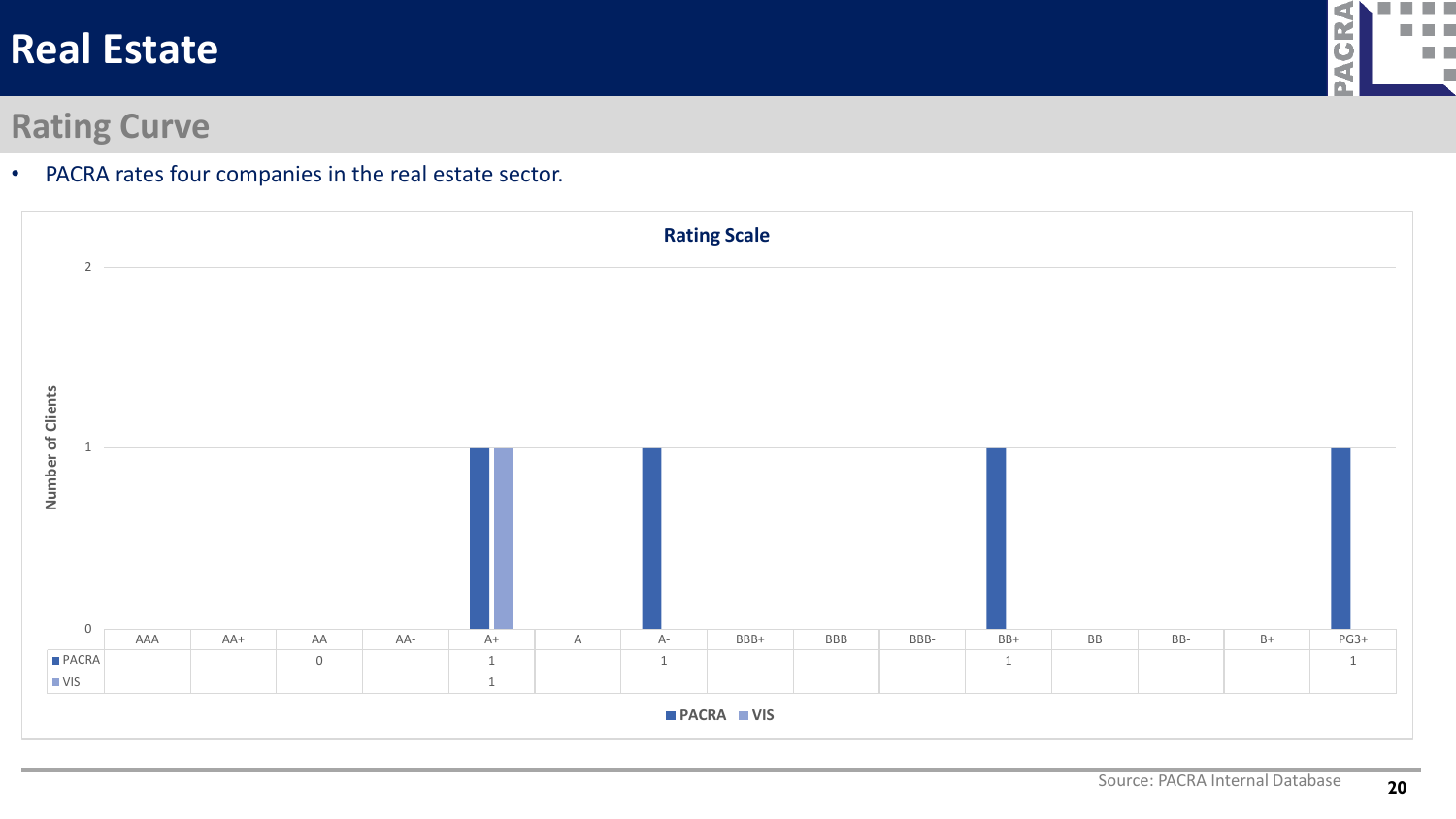# Real Estate

## Rating Curve

- PACRA rates four companies in the real estate sector.

**Rating Scale**

| | AAA | AA+ | AA | AA- | A+ | A | A- | BBB+ | BBB | BBB- | BB+ | BB | BB- | B+ | PG3+ |
|---|---|---|---|---|---|---|---|---|---|---|---|---|---|---|---|
| PACRA | | | 0 | | 1 | | 1 | | | | 1 | | | | 1 |
| VIS | | | | | 1 | | | | | | | | | | |

Number of Clients

Source: PACRA Internal Database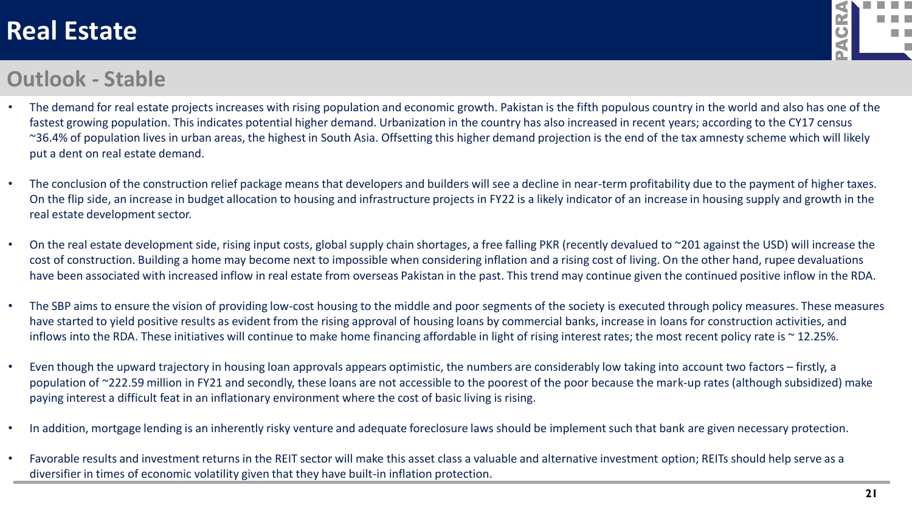# Real Estate

## Outlook - Stable

- The demand for real estate projects increases with rising population and economic growth. Pakistan is the fifth populous country in the world and also has one of the fastest growing population. This indicates potential higher demand. Urbanization in the country has also increased in recent years; according to the CY17 census ~36.4% of population lives in urban areas, the highest in South Asia. Offsetting this higher demand projection is the end of the tax amnesty scheme which will likely put a dent on real estate demand.
- The conclusion of the construction relief package means that developers and builders will see a decline in near-term profitability due to the payment of higher taxes. On the flip side, an increase in budget allocation to housing and infrastructure projects in FY22 is a likely indicator of an increase in housing supply and growth in the real estate development sector.
- On the real estate development side, rising input costs, global supply chain shortages, a free falling PKR (recently devalued to ~201 against the USD) will increase the cost of construction. Building a home may become next to impossible when considering inflation and a rising cost of living. On the other hand, rupee devaluations have been associated with increased inflow in real estate from overseas Pakistan in the past. This trend may continue given the continued positive inflow in the RDA.
- The SBP aims to ensure the vision of providing low-cost housing to the middle and poor segments of the society is executed through policy measures. These measures have started to yield positive results as evident from the rising approval of housing loans by commercial banks, increase in loans for construction activities, and inflows into the RDA. These initiatives will continue to make home financing affordable in light of rising interest rates; the most recent policy rate is ~ 12.25%.
- Even though the upward trajectory in housing loan approvals appears optimistic, the numbers are considerably low taking into account two factors – firstly, a population of ~222.59 million in FY21 and secondly, these loans are not accessible to the poorest of the poor because the mark-up rates (although subsidized) make paying interest a difficult feat in an inflationary environment where the cost of basic living is rising.
- In addition, mortgage lending is an inherently risky venture and adequate foreclosure laws should be implement such that bank are given necessary protection.
- Favorable results and investment returns in the REIT sector will make this asset class a valuable and alternative investment option; REITs should help serve as a diversifier in times of economic volatility given that they have built-in inflation protection.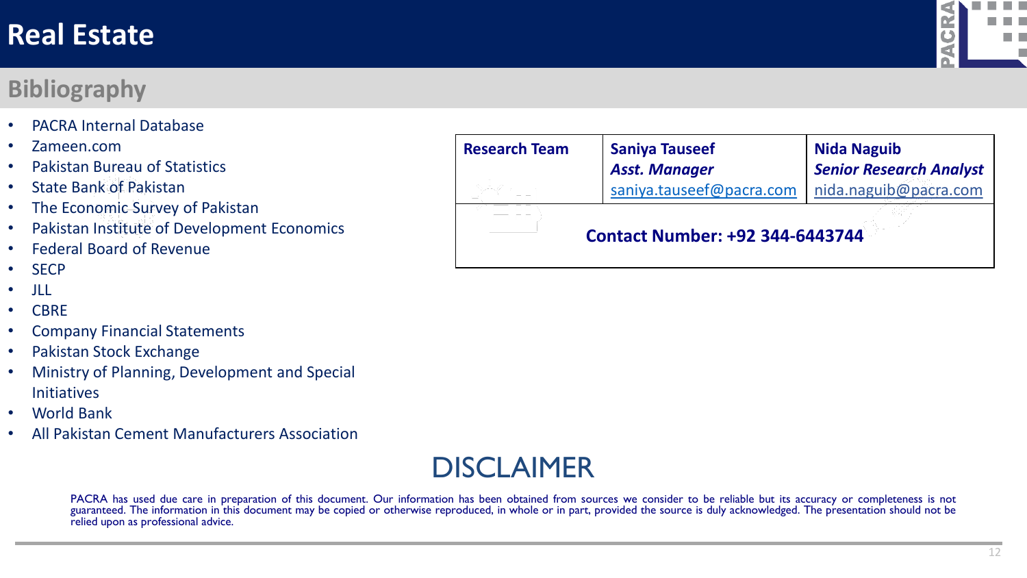# Real Estate

## Bibliography

- PACRA Internal Database
- Zameen.com
- Pakistan Bureau of Statistics
- State Bank of Pakistan
- The Economic Survey of Pakistan
- Pakistan Institute of Development Economics
- Federal Board of Revenue
- SECP
- JLL
- CBRE
- Company Financial Statements
- Pakistan Stock Exchange
- Ministry of Planning, Development and Special Initiatives
- World Bank
- All Pakistan Cement Manufacturers Association

| | | |
|---|---|---|
| **Research Team** | **Saniya Tauseef**<br>***Asst. Manager***<br>saniya.tauseef@pacra.com | **Nida Naguib**<br>***Senior Research Analyst***<br>nida.naguib@pacra.com |
| **Contact Number: +92 344-6443744** | | |

## DISCLAIMER

PACRA has used due care in preparation of this document. Our information has been obtained from sources we consider to be reliable but its accuracy or completeness is not guaranteed. The information in this document may be copied or otherwise reproduced, in whole or in part, provided the source is duly acknowledged. The presentation should not be relied upon as professional advice.